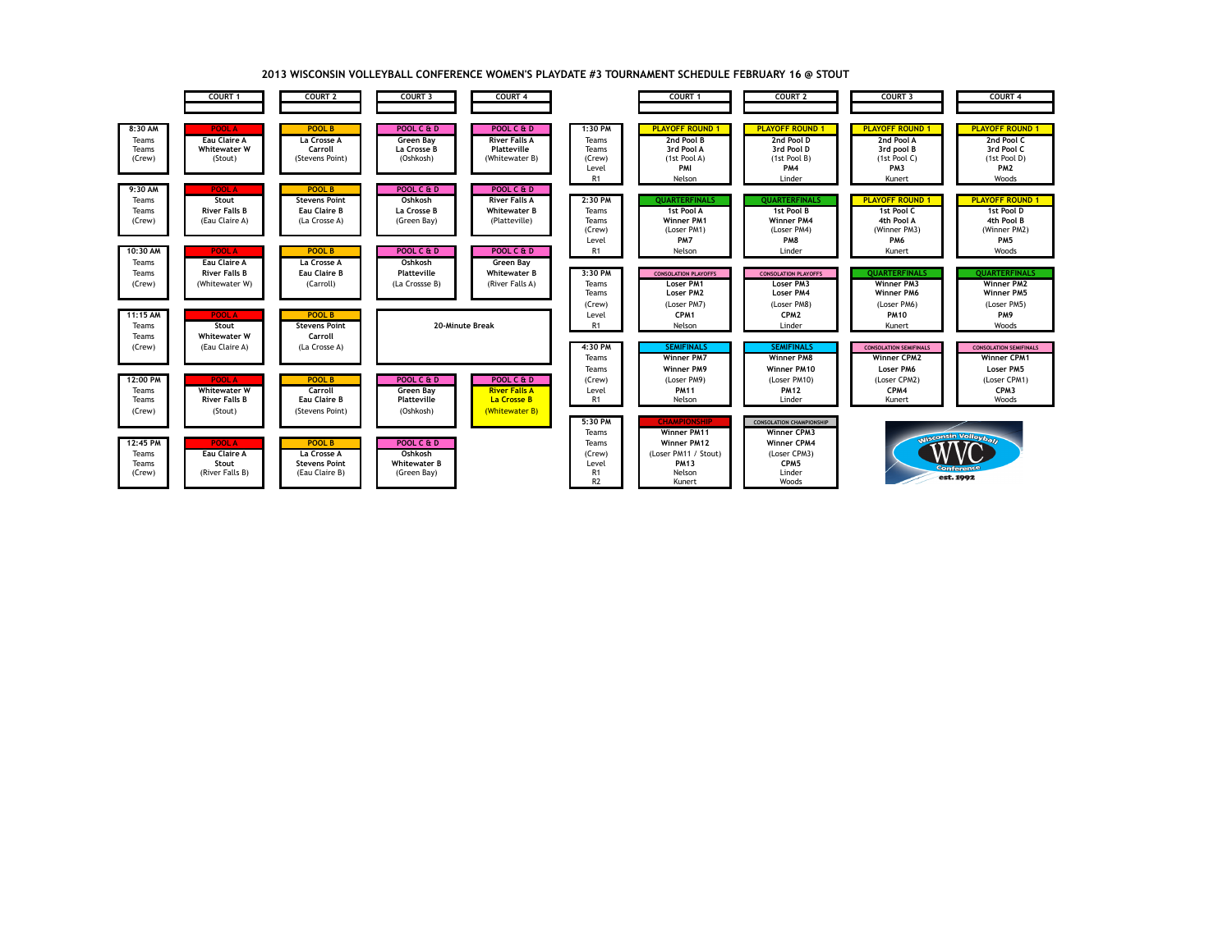# 2013 WISCONSIN VOLLEYBALL CONFERENCE WOMEN'S PLAYDATE #3 TOURNAMENT SCHEDULE FEBRUARY 16 @ STOUT

## Morning Pool Play

| | COURT 1 | COURT 2 | COURT 3 | COURT 4 |
|---|---|---|---|---|
| **8:30 AM** | POOL A | POOL B | POOL C & D | POOL C & D |
| Teams | Eau Claire A | La Crosse A | Green Bay | River Falls A |
| Teams | Whitewater W | Carroll | La Crosse B | Platteville |
| (Crew) | (Stout) | (Stevens Point) | (Oshkosh) | (Whitewater B) |
| **9:30 AM** | POOL A | POOL B | POOL C & D | POOL C & D |
| Teams | Stout | Stevens Point | Oshkosh | River Falls A |
| Teams | River Falls B | Eau Claire B | La Crosse B | Whitewater B |
| (Crew) | (Eau Claire A) | (La Crosse A) | (Green Bay) | (Platteville) |
| **10:30 AM** | POOL A | POOL B | POOL C & D | POOL C & D |
| Teams | Eau Claire A | La Crosse A | Oshkosh | Green Bay |
| Teams | River Falls B | Eau Claire B | Platteville | Whitewater B |
| (Crew) | (Whitewater W) | (Carroll) | (La Crossse B) | (River Falls A) |
| **11:15 AM** | POOL A | POOL B | 20-Minute Break | |
| Teams | Stout | Stevens Point | | |
| Teams | Whitewater W | Carroll | | |
| (Crew) | (Eau Claire A) | (La Crosse A) | | |
| **12:00 PM** | POOL A | POOL B | POOL C & D | POOL C & D |
| Teams | Whitewater W | Carroll | Green Bay | River Falls A |
| Teams | River Falls B | Eau Claire B | Platteville | La Crosse B |
| (Crew) | (Stout) | (Stevens Point) | (Oshkosh) | (Whitewater B) |
| **12:45 PM** | POOL A | POOL B | POOL C & D | |
| Teams | Eau Claire A | La Crosse A | Oshkosh | |
| Teams | Stout | Stevens Point | Whitewater B | |
| (Crew) | (River Falls B) | (Eau Claire B) | (Green Bay) | |

## Afternoon Playoffs

| | COURT 1 | COURT 2 | COURT 3 | COURT 4 |
|---|---|---|---|---|
| **1:30 PM** | PLAYOFF ROUND 1 | PLAYOFF ROUND 1 | PLAYOFF ROUND 1 | PLAYOFF ROUND 1 |
| Teams | 2nd Pool B | 2nd Pool D | 2nd Pool A | 2nd Pool C |
| Teams | 3rd Pool A | 3rd Pool D | 3rd pool B | 3rd Pool C |
| (Crew) | (1st Pool A) | (1st Pool B) | (1st Pool C) | (1st Pool D) |
| Level | PMl | PM4 | PM3 | PM2 |
| R1 | Nelson | Linder | Kunert | Woods |
| **2:30 PM** | QUARTERFINALS | QUARTERFINALS | PLAYOFF ROUND 1 | PLAYOFF ROUND 1 |
| Teams | 1st Pool A | 1st Pool B | 1st Pool C | 1st Pool D |
| Teams | Winner PM1 | Winner PM4 | 4th Pool A | 4th Pool B |
| (Crew) | (Loser PM1) | (Loser PM4) | (Winner PM3) | (Winner PM2) |
| Level | PM7 | PM8 | PM6 | PM5 |
| R1 | Nelson | Linder | Kunert | Woods |
| **3:30 PM** | CONSOLATION PLAYOFFS | CONSOLATION PLAYOFFS | QUARTERFINALS | QUARTERFINALS |
| Teams | Loser PM1 | Loser PM3 | Winner PM3 | Winner PM2 |
| Teams | Loser PM2 | Loser PM4 | Winner PM6 | Winner PM5 |
| (Crew) | (Loser PM7) | (Loser PM8) | (Loser PM6) | (Loser PM5) |
| Level | CPM1 | CPM2 | PM10 | PM9 |
| R1 | Nelson | Linder | Kunert | Woods |
| **4:30 PM** | SEMIFINALS | SEMIFINALS | CONSOLATION SEMIFINALS | CONSOLATION SEMIFINALS |
| Teams | Winner PM7 | Winner PM8 | Winner CPM2 | Winner CPM1 |
| Teams | Winner PM9 | Winner PM10 | Loser PM6 | Loser PM5 |
| (Crew) | (Loser PM9) | (Loser PM10) | (Loser CPM2) | (Loser CPM1) |
| Level | PM11 | PM12 | CPM4 | CPM3 |
| R1 | Nelson | Linder | Kunert | Woods |
| **5:30 PM** | CHAMPIONSHIP | CONSOLATION CHAMPIONSHIP | | |
| Teams | Winner PM11 | Winner CPM3 | | |
| Teams | Winner PM12 | Winner CPM4 | | |
| (Crew) | (Loser PM11 / Stout) | (Loser CPM3) | | |
| Level | PM13 | CPM5 | | |
| R1 | Nelson | Linder | | |
| R2 | Kunert | Woods | | |

Wisconsin Volleyball WVC Conference est. 1992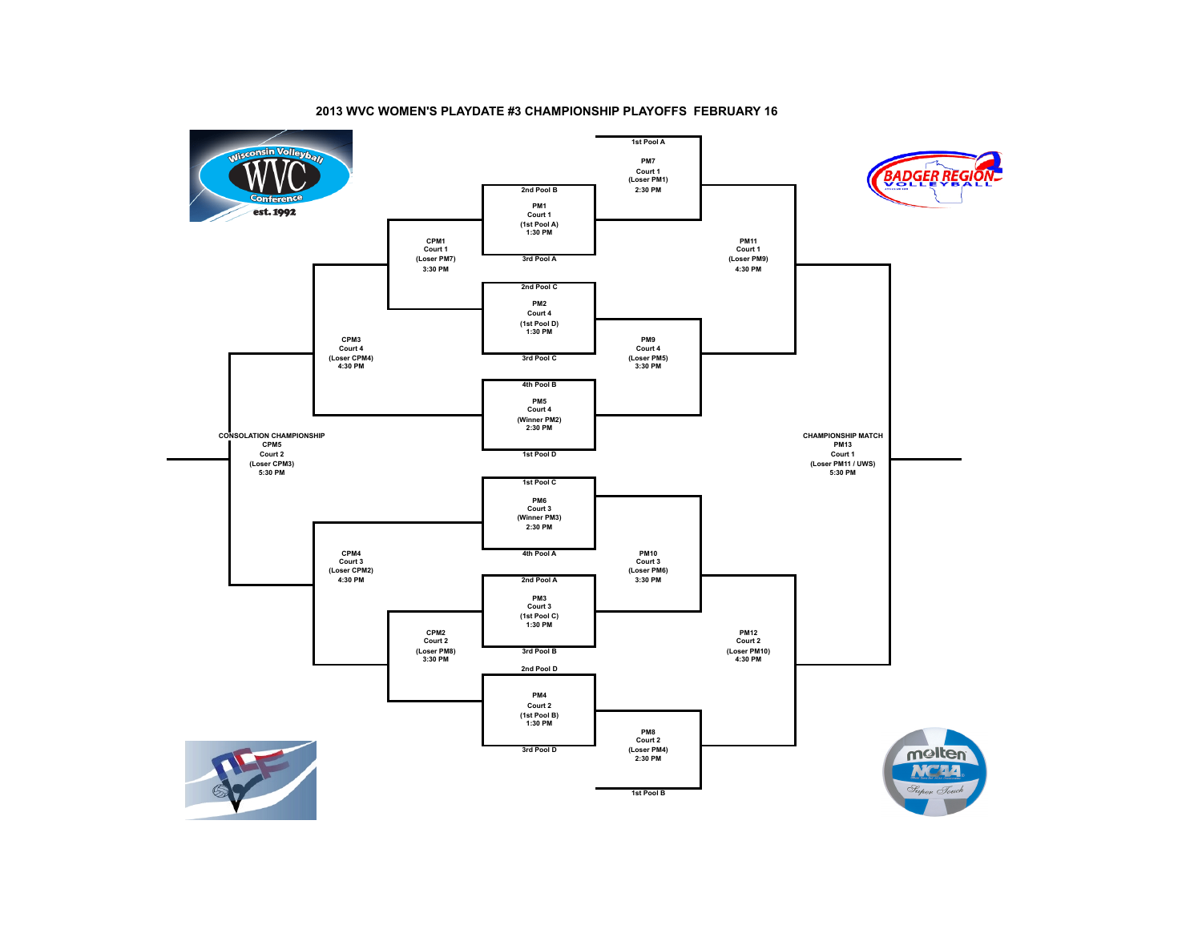# 2013 WVC WOMEN'S PLAYDATE #3 CHAMPIONSHIP PLAYOFFS FEBRUARY 16

1st Pool A

PM7
Court 1
(Loser PM1)
2:30 PM

2nd Pool B

PM1
Court 1
(1st Pool A)
1:30 PM

3rd Pool A

CPM1
Court 1
(Loser PM7)
3:30 PM

PM11
Court 1
(Loser PM9)
4:30 PM

2nd Pool C

PM2
Court 4
(1st Pool D)
1:30 PM

3rd Pool C

CPM3
Court 4
(Loser CPM4)
4:30 PM

PM9
Court 4
(Loser PM5)
3:30 PM

4th Pool B

PM5
Court 4
(Winner PM2)
2:30 PM

1st Pool D

CONSOLATION CHAMPIONSHIP
CPM5
Court 2
(Loser CPM3)
5:30 PM

CHAMPIONSHIP MATCH
PM13
Court 1
(Loser PM11 / UWS)
5:30 PM

1st Pool C

PM6
Court 3
(Winner PM3)
2:30 PM

4th Pool A

CPM4
Court 3
(Loser CPM2)
4:30 PM

PM10
Court 3
(Loser PM6)
3:30 PM

2nd Pool A

PM3
Court 3
(1st Pool C)
1:30 PM

3rd Pool B

CPM2
Court 2
(Loser PM8)
3:30 PM

PM12
Court 2
(Loser PM10)
4:30 PM

2nd Pool D

PM4
Court 2
(1st Pool B)
1:30 PM

3rd Pool D

PM8
Court 2
(Loser PM4)
2:30 PM

1st Pool B